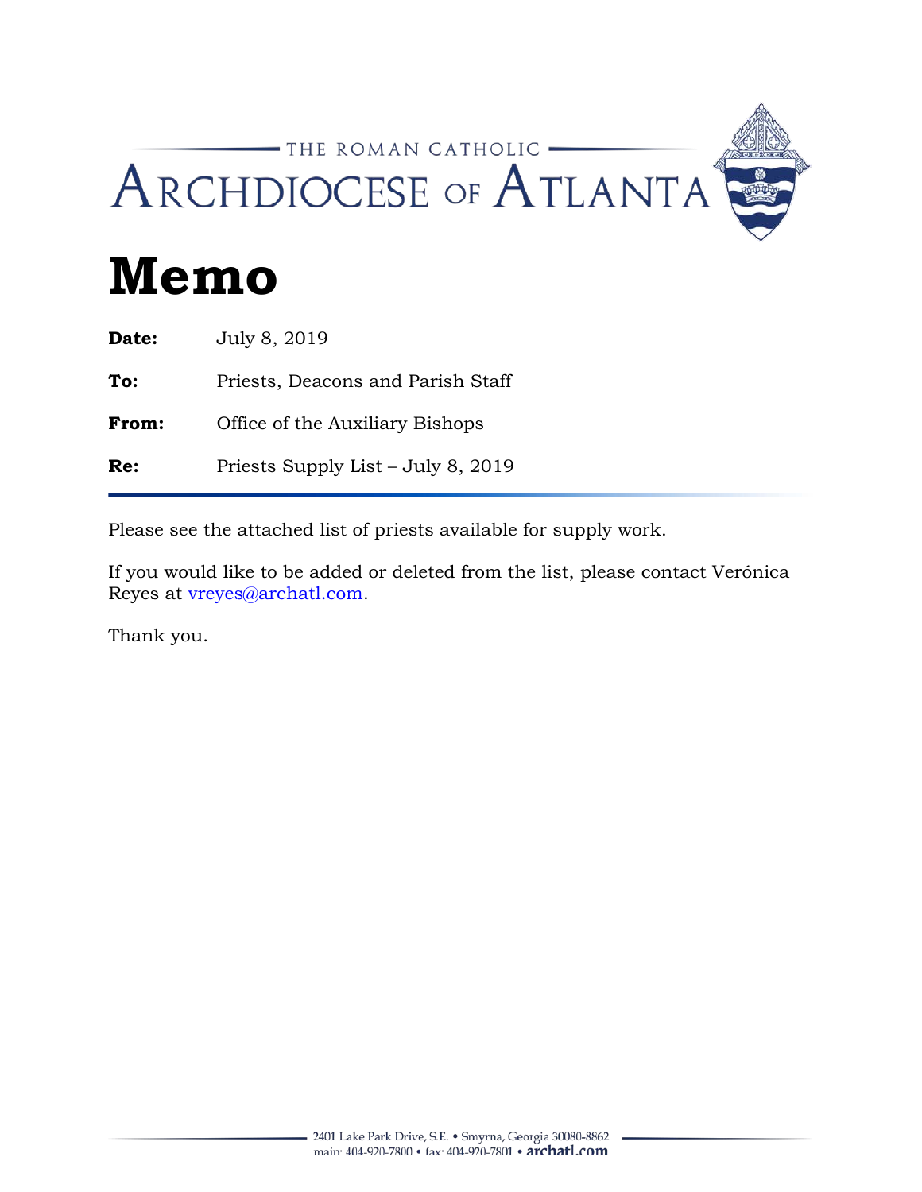THE ROMAN CATHOLIC

ARCHDIOCESE OF ATLANTA

# Memo

**Date:** July 8, 2019

**To:** Priests, Deacons and Parish Staff

**From:** Office of the Auxiliary Bishops

**Re:** Priests Supply List – July 8, 2019

---

Please see the attached list of priests available for supply work.

If you would like to be added or deleted from the list, please contact Verónica Reyes at vreyes@archatl.com.

Thank you.

2401 Lake Park Drive, S.E. • Smyrna, Georgia 30080-8862
main: 404-920-7800 • fax: 404-920-7801 • archatl.com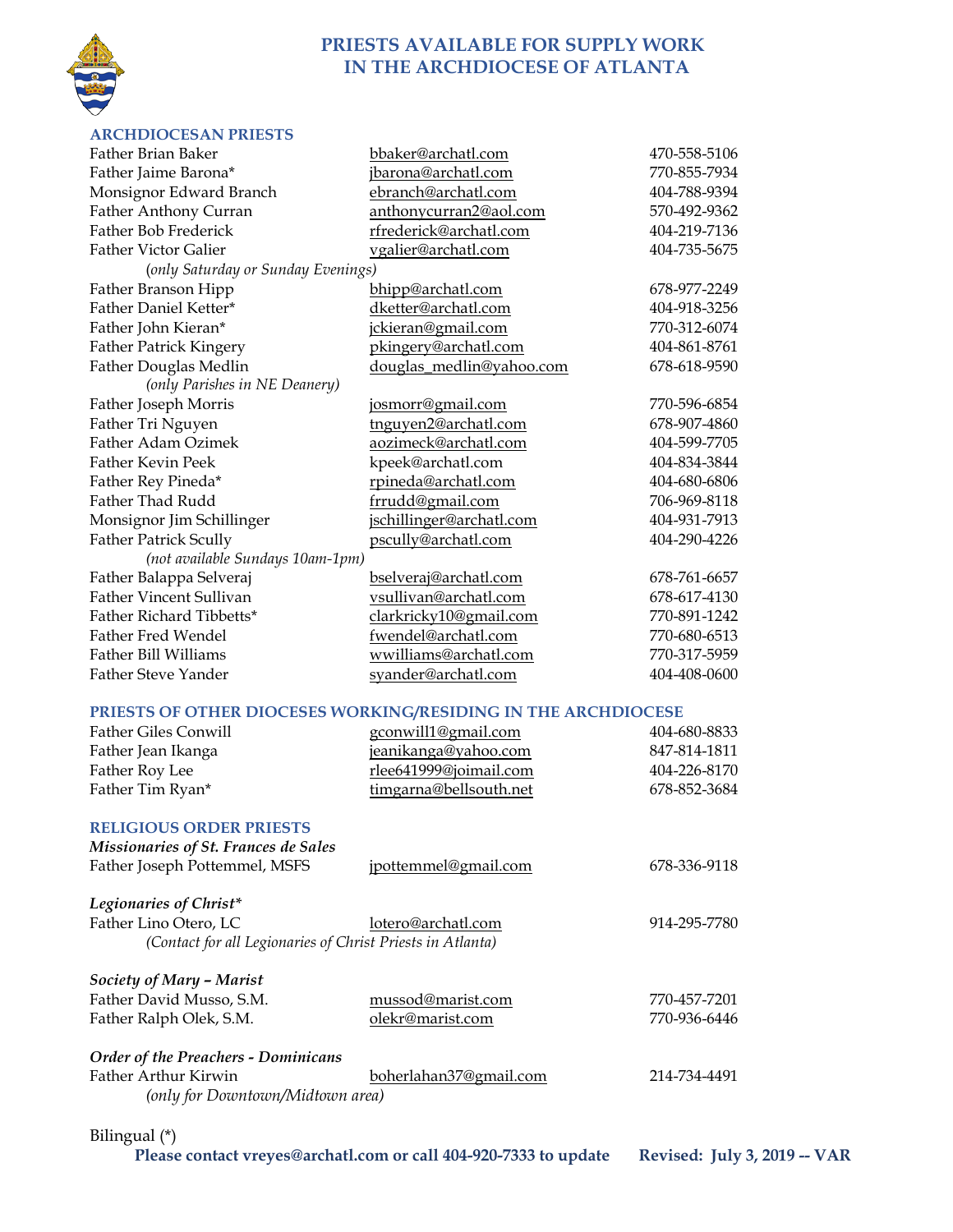# PRIESTS AVAILABLE FOR SUPPLY WORK IN THE ARCHDIOCESE OF ATLANTA

## ARCHDIOCESAN PRIESTS

| | | |
|---|---|---|
| Father Brian Baker | bbaker@archatl.com | 470-558-5106 |
| Father Jaime Barona* | jbarona@archatl.com | 770-855-7934 |
| Monsignor Edward Branch | ebranch@archatl.com | 404-788-9394 |
| Father Anthony Curran | anthonycurran2@aol.com | 570-492-9362 |
| Father Bob Frederick | rfrederick@archatl.com | 404-219-7136 |
| Father Victor Galier | vgalier@archatl.com | 404-735-5675 |
| *(only Saturday or Sunday Evenings)* | | |
| Father Branson Hipp | bhipp@archatl.com | 678-977-2249 |
| Father Daniel Ketter* | dketter@archatl.com | 404-918-3256 |
| Father John Kieran* | jckieran@gmail.com | 770-312-6074 |
| Father Patrick Kingery | pkingery@archatl.com | 404-861-8761 |
| Father Douglas Medlin | douglas_medlin@yahoo.com | 678-618-9590 |
| *(only Parishes in NE Deanery)* | | |
| Father Joseph Morris | josmorr@gmail.com | 770-596-6854 |
| Father Tri Nguyen | tnguyen2@archatl.com | 678-907-4860 |
| Father Adam Ozimek | aozimeck@archatl.com | 404-599-7705 |
| Father Kevin Peek | kpeek@archatl.com | 404-834-3844 |
| Father Rey Pineda* | rpineda@archatl.com | 404-680-6806 |
| Father Thad Rudd | frrudd@gmail.com | 706-969-8118 |
| Monsignor Jim Schillinger | jschillinger@archatl.com | 404-931-7913 |
| Father Patrick Scully | pscully@archatl.com | 404-290-4226 |
| *(not available Sundays 10am-1pm)* | | |
| Father Balappa Selveraj | bselveraj@archatl.com | 678-761-6657 |
| Father Vincent Sullivan | vsullivan@archatl.com | 678-617-4130 |
| Father Richard Tibbetts* | clarkricky10@gmail.com | 770-891-1242 |
| Father Fred Wendel | fwendel@archatl.com | 770-680-6513 |
| Father Bill Williams | wwilliams@archatl.com | 770-317-5959 |
| Father Steve Yander | syander@archatl.com | 404-408-0600 |

## PRIESTS OF OTHER DIOCESES WORKING/RESIDING IN THE ARCHDIOCESE

| | | |
|---|---|---|
| Father Giles Conwill | gconwill1@gmail.com | 404-680-8833 |
| Father Jean Ikanga | jeanikanga@yahoo.com | 847-814-1811 |
| Father Roy Lee | rlee641999@joimail.com | 404-226-8170 |
| Father Tim Ryan* | timgarna@bellsouth.net | 678-852-3684 |

## RELIGIOUS ORDER PRIESTS

***Missionaries of St. Frances de Sales***

| | | |
|---|---|---|
| Father Joseph Pottemmel, MSFS | jpottemmel@gmail.com | 678-336-9118 |

***Legionaries of Christ****

| | | |
|---|---|---|
| Father Lino Otero, LC | lotero@archatl.com | 914-295-7780 |
| *(Contact for all Legionaries of Christ Priests in Atlanta)* | | |

***Society of Mary – Marist***

| | | |
|---|---|---|
| Father David Musso, S.M. | mussod@marist.com | 770-457-7201 |
| Father Ralph Olek, S.M. | olekr@marist.com | 770-936-6446 |

***Order of the Preachers - Dominicans***

| | | |
|---|---|---|
| Father Arthur Kirwin | boherlahan37@gmail.com | 214-734-4491 |
| *(only for Downtown/Midtown area)* | | |

Bilingual (*)

**Please contact vreyes@archatl.com or call 404-920-7333 to update** **Revised: July 3, 2019 -- VAR**